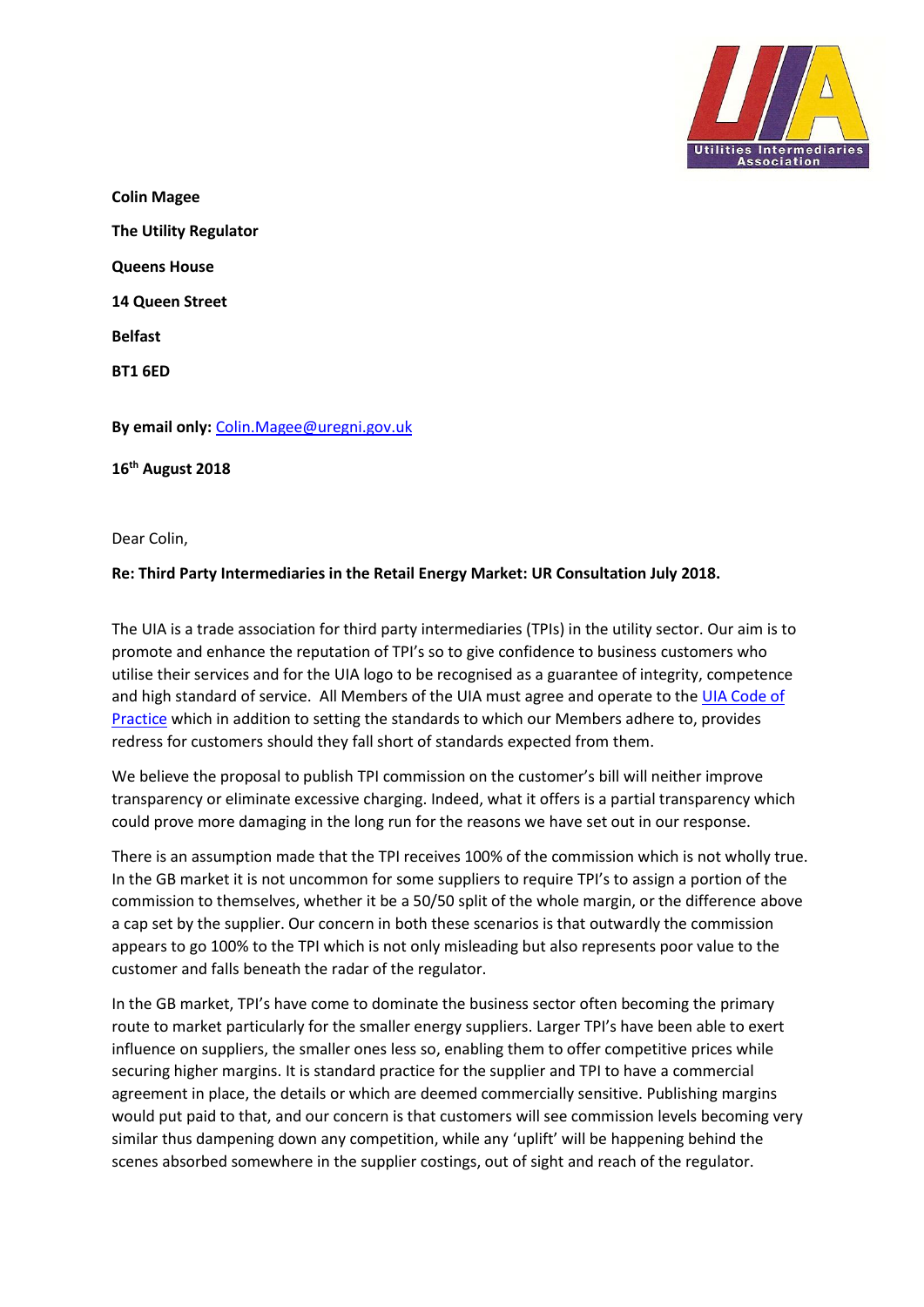**Colin Magee**

**The Utility Regulator**

**Queens House**

**14 Queen Street**

**Belfast**

**BT1 6ED**

**By email only:** Colin.Magee@uregni.gov.uk

**16th August 2018**

Dear Colin,

**Re: Third Party Intermediaries in the Retail Energy Market: UR Consultation July 2018.**

The UIA is a trade association for third party intermediaries (TPIs) in the utility sector. Our aim is to promote and enhance the reputation of TPI's so to give confidence to business customers who utilise their services and for the UIA logo to be recognised as a guarantee of integrity, competence and high standard of service. All Members of the UIA must agree and operate to the UIA Code of Practice which in addition to setting the standards to which our Members adhere to, provides redress for customers should they fall short of standards expected from them.

We believe the proposal to publish TPI commission on the customer's bill will neither improve transparency or eliminate excessive charging. Indeed, what it offers is a partial transparency which could prove more damaging in the long run for the reasons we have set out in our response.

There is an assumption made that the TPI receives 100% of the commission which is not wholly true. In the GB market it is not uncommon for some suppliers to require TPI's to assign a portion of the commission to themselves, whether it be a 50/50 split of the whole margin, or the difference above a cap set by the supplier. Our concern in both these scenarios is that outwardly the commission appears to go 100% to the TPI which is not only misleading but also represents poor value to the customer and falls beneath the radar of the regulator.

In the GB market, TPI's have come to dominate the business sector often becoming the primary route to market particularly for the smaller energy suppliers. Larger TPI's have been able to exert influence on suppliers, the smaller ones less so, enabling them to offer competitive prices while securing higher margins. It is standard practice for the supplier and TPI to have a commercial agreement in place, the details or which are deemed commercially sensitive. Publishing margins would put paid to that, and our concern is that customers will see commission levels becoming very similar thus dampening down any competition, while any 'uplift' will be happening behind the scenes absorbed somewhere in the supplier costings, out of sight and reach of the regulator.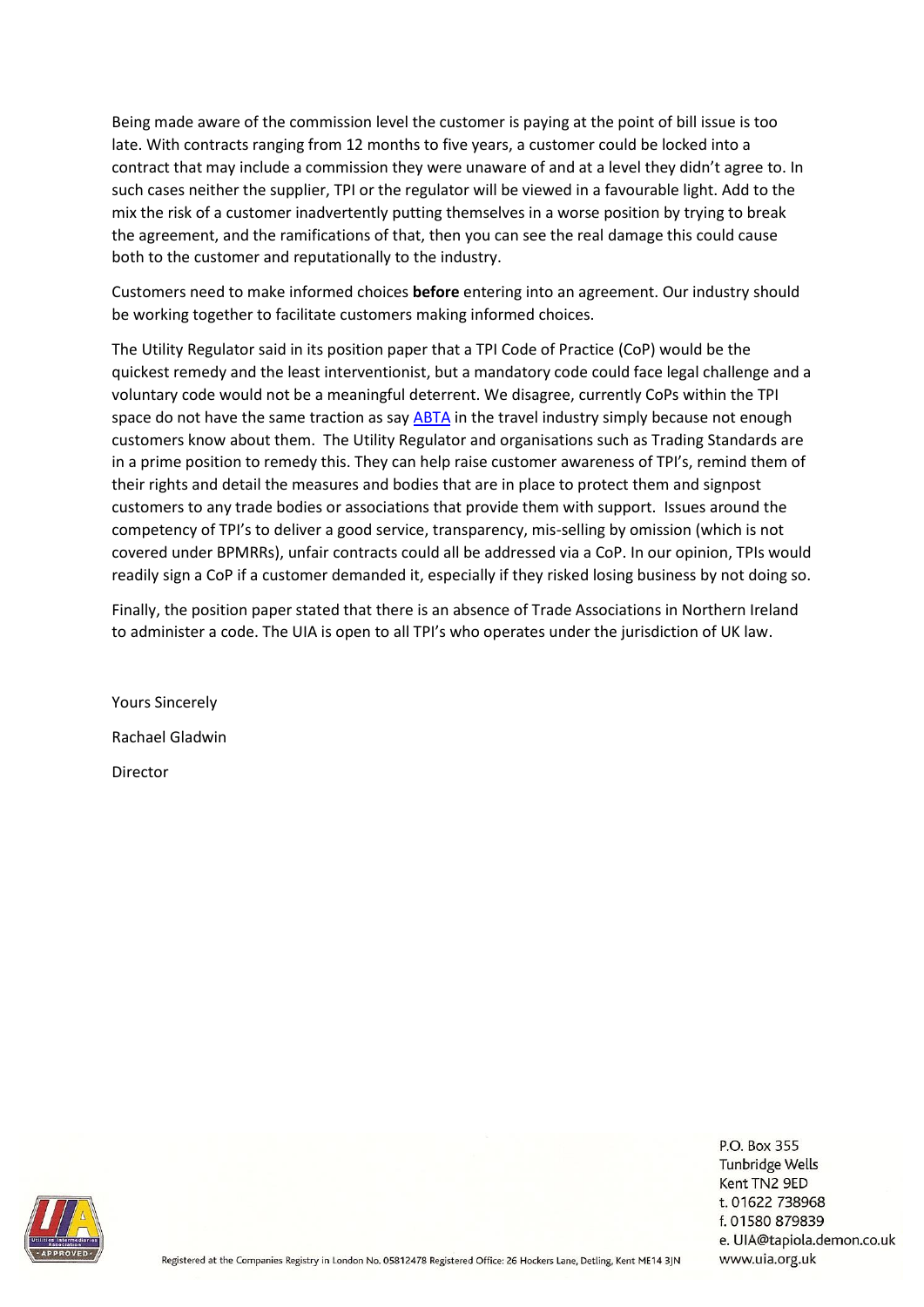Being made aware of the commission level the customer is paying at the point of bill issue is too late. With contracts ranging from 12 months to five years, a customer could be locked into a contract that may include a commission they were unaware of and at a level they didn't agree to. In such cases neither the supplier, TPI or the regulator will be viewed in a favourable light. Add to the mix the risk of a customer inadvertently putting themselves in a worse position by trying to break the agreement, and the ramifications of that, then you can see the real damage this could cause both to the customer and reputationally to the industry.

Customers need to make informed choices **before** entering into an agreement. Our industry should be working together to facilitate customers making informed choices.

The Utility Regulator said in its position paper that a TPI Code of Practice (CoP) would be the quickest remedy and the least interventionist, but a mandatory code could face legal challenge and a voluntary code would not be a meaningful deterrent. We disagree, currently CoPs within the TPI space do not have the same traction as say ABTA in the travel industry simply because not enough customers know about them. The Utility Regulator and organisations such as Trading Standards are in a prime position to remedy this. They can help raise customer awareness of TPI's, remind them of their rights and detail the measures and bodies that are in place to protect them and signpost customers to any trade bodies or associations that provide them with support. Issues around the competency of TPI's to deliver a good service, transparency, mis-selling by omission (which is not covered under BPMRRs), unfair contracts could all be addressed via a CoP. In our opinion, TPIs would readily sign a CoP if a customer demanded it, especially if they risked losing business by not doing so.

Finally, the position paper stated that there is an absence of Trade Associations in Northern Ireland to administer a code. The UIA is open to all TPI's who operates under the jurisdiction of UK law.

Yours Sincerely

Rachael Gladwin

Director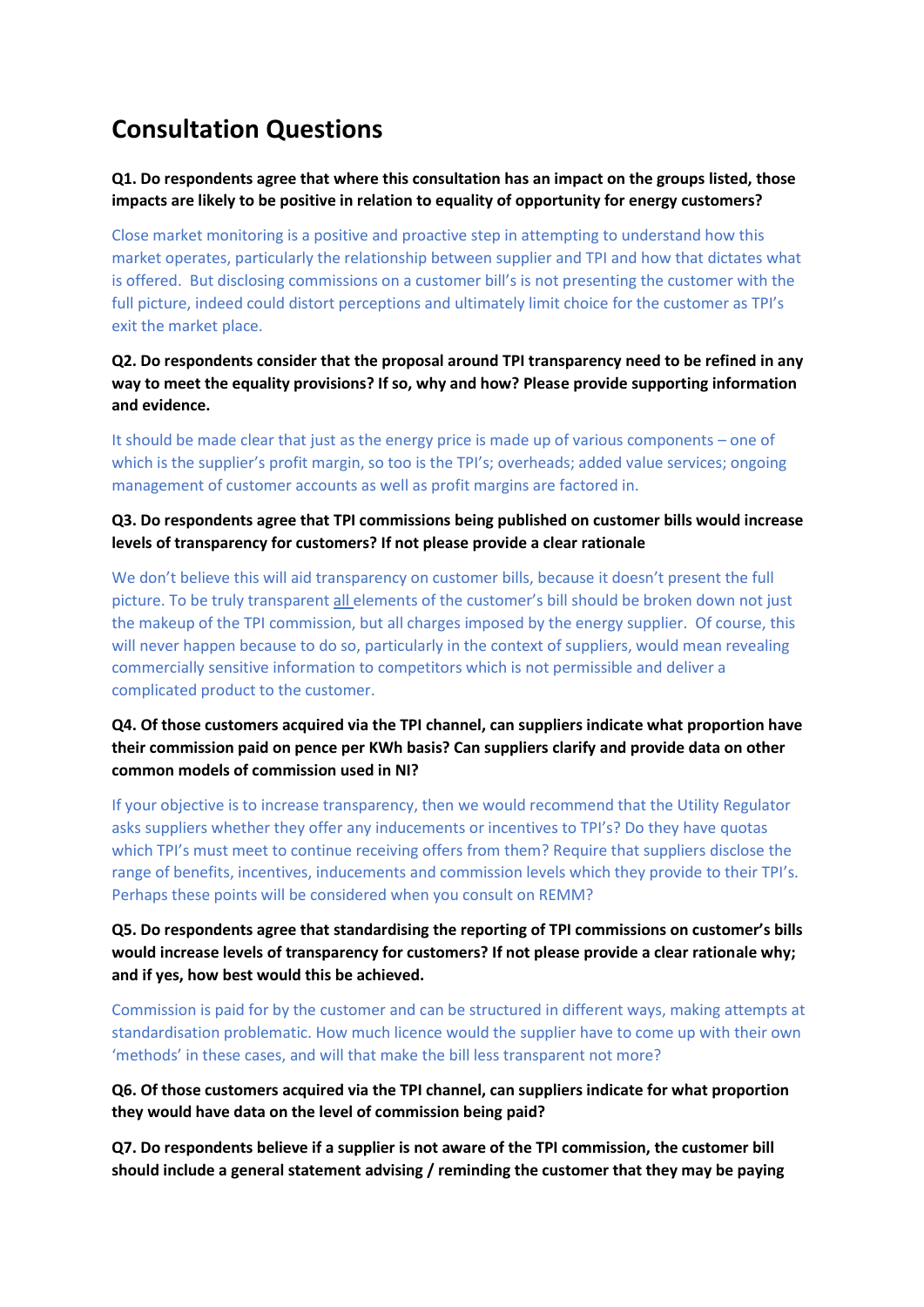# Consultation Questions

**Q1. Do respondents agree that where this consultation has an impact on the groups listed, those impacts are likely to be positive in relation to equality of opportunity for energy customers?**

Close market monitoring is a positive and proactive step in attempting to understand how this market operates, particularly the relationship between supplier and TPI and how that dictates what is offered. But disclosing commissions on a customer bill's is not presenting the customer with the full picture, indeed could distort perceptions and ultimately limit choice for the customer as TPI's exit the market place.

**Q2. Do respondents consider that the proposal around TPI transparency need to be refined in any way to meet the equality provisions? If so, why and how? Please provide supporting information and evidence.**

It should be made clear that just as the energy price is made up of various components – one of which is the supplier's profit margin, so too is the TPI's; overheads; added value services; ongoing management of customer accounts as well as profit margins are factored in.

**Q3. Do respondents agree that TPI commissions being published on customer bills would increase levels of transparency for customers? If not please provide a clear rationale**

We don't believe this will aid transparency on customer bills, because it doesn't present the full picture. To be truly transparent all elements of the customer's bill should be broken down not just the makeup of the TPI commission, but all charges imposed by the energy supplier. Of course, this will never happen because to do so, particularly in the context of suppliers, would mean revealing commercially sensitive information to competitors which is not permissible and deliver a complicated product to the customer.

**Q4. Of those customers acquired via the TPI channel, can suppliers indicate what proportion have their commission paid on pence per KWh basis? Can suppliers clarify and provide data on other common models of commission used in NI?**

If your objective is to increase transparency, then we would recommend that the Utility Regulator asks suppliers whether they offer any inducements or incentives to TPI's? Do they have quotas which TPI's must meet to continue receiving offers from them? Require that suppliers disclose the range of benefits, incentives, inducements and commission levels which they provide to their TPI's. Perhaps these points will be considered when you consult on REMM?

**Q5. Do respondents agree that standardising the reporting of TPI commissions on customer's bills would increase levels of transparency for customers? If not please provide a clear rationale why; and if yes, how best would this be achieved.**

Commission is paid for by the customer and can be structured in different ways, making attempts at standardisation problematic. How much licence would the supplier have to come up with their own 'methods' in these cases, and will that make the bill less transparent not more?

**Q6. Of those customers acquired via the TPI channel, can suppliers indicate for what proportion they would have data on the level of commission being paid?**

**Q7. Do respondents believe if a supplier is not aware of the TPI commission, the customer bill should include a general statement advising / reminding the customer that they may be paying**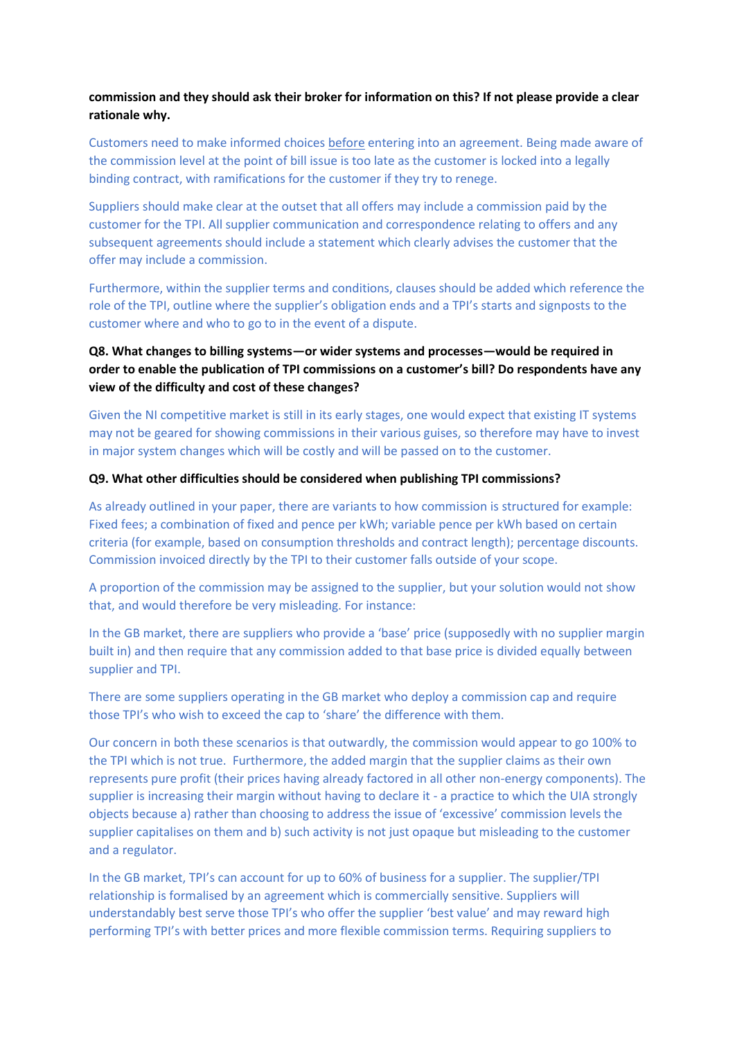**commission and they should ask their broker for information on this? If not please provide a clear rationale why.**

Customers need to make informed choices before entering into an agreement. Being made aware of the commission level at the point of bill issue is too late as the customer is locked into a legally binding contract, with ramifications for the customer if they try to renege.

Suppliers should make clear at the outset that all offers may include a commission paid by the customer for the TPI. All supplier communication and correspondence relating to offers and any subsequent agreements should include a statement which clearly advises the customer that the offer may include a commission.

Furthermore, within the supplier terms and conditions, clauses should be added which reference the role of the TPI, outline where the supplier's obligation ends and a TPI's starts and signposts to the customer where and who to go to in the event of a dispute.

**Q8. What changes to billing systems—or wider systems and processes—would be required in order to enable the publication of TPI commissions on a customer's bill? Do respondents have any view of the difficulty and cost of these changes?**

Given the NI competitive market is still in its early stages, one would expect that existing IT systems may not be geared for showing commissions in their various guises, so therefore may have to invest in major system changes which will be costly and will be passed on to the customer.

**Q9. What other difficulties should be considered when publishing TPI commissions?**

As already outlined in your paper, there are variants to how commission is structured for example: Fixed fees; a combination of fixed and pence per kWh; variable pence per kWh based on certain criteria (for example, based on consumption thresholds and contract length); percentage discounts. Commission invoiced directly by the TPI to their customer falls outside of your scope.

A proportion of the commission may be assigned to the supplier, but your solution would not show that, and would therefore be very misleading. For instance:

In the GB market, there are suppliers who provide a 'base' price (supposedly with no supplier margin built in) and then require that any commission added to that base price is divided equally between supplier and TPI.

There are some suppliers operating in the GB market who deploy a commission cap and require those TPI's who wish to exceed the cap to 'share' the difference with them.

Our concern in both these scenarios is that outwardly, the commission would appear to go 100% to the TPI which is not true. Furthermore, the added margin that the supplier claims as their own represents pure profit (their prices having already factored in all other non-energy components). The supplier is increasing their margin without having to declare it - a practice to which the UIA strongly objects because a) rather than choosing to address the issue of 'excessive' commission levels the supplier capitalises on them and b) such activity is not just opaque but misleading to the customer and a regulator.

In the GB market, TPI's can account for up to 60% of business for a supplier. The supplier/TPI relationship is formalised by an agreement which is commercially sensitive. Suppliers will understandably best serve those TPI's who offer the supplier 'best value' and may reward high performing TPI's with better prices and more flexible commission terms. Requiring suppliers to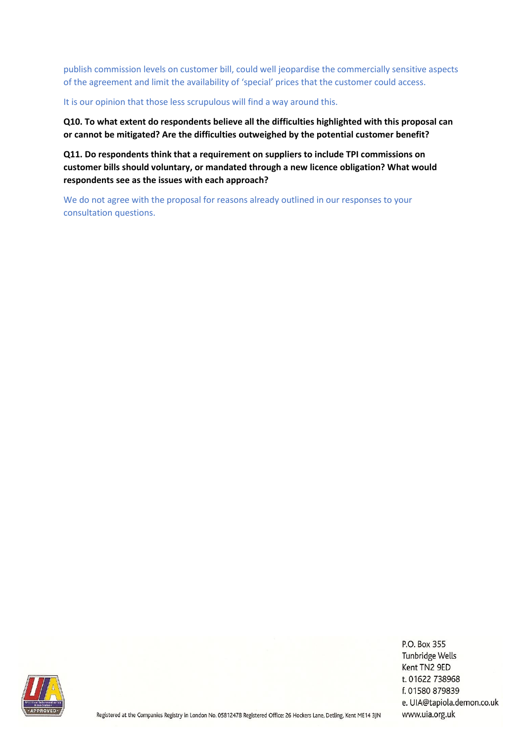publish commission levels on customer bill, could well jeopardise the commercially sensitive aspects of the agreement and limit the availability of 'special' prices that the customer could access.

It is our opinion that those less scrupulous will find a way around this.

**Q10. To what extent do respondents believe all the difficulties highlighted with this proposal can or cannot be mitigated? Are the difficulties outweighed by the potential customer benefit?**

**Q11. Do respondents think that a requirement on suppliers to include TPI commissions on customer bills should voluntary, or mandated through a new licence obligation? What would respondents see as the issues with each approach?**

We do not agree with the proposal for reasons already outlined in our responses to your consultation questions.